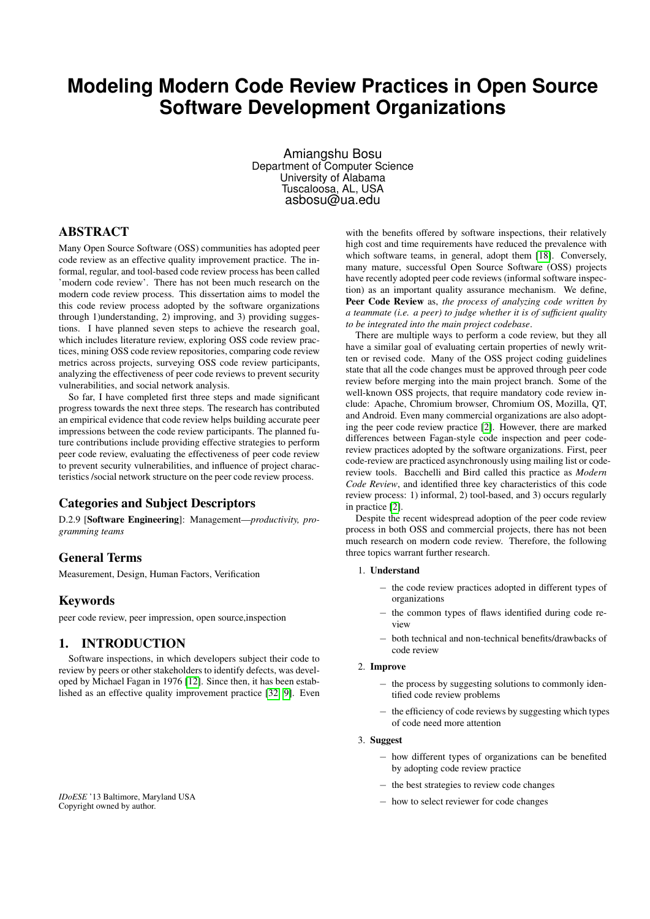// Modeling Modern Code Review Practices in Open Source Software Development Organizations

Amiangshu Bosu
Department of Computer Science
University of Alabama
Tuscaloosa, AL, USA
asbosu@ua.edu

## ABSTRACT

Many Open Source Software (OSS) communities has adopted peer code review as an effective quality improvement practice. The informal, regular, and tool-based code review process has been called 'modern code review'. There has not been much research on the modern code review process. This dissertation aims to model the this code review process adopted by the software organizations through 1)understanding, 2) improving, and 3) providing suggestions. I have planned seven steps to achieve the research goal, which includes literature review, exploring OSS code review practices, mining OSS code review repositories, comparing code review metrics across projects, surveying OSS code review participants, analyzing the effectiveness of peer code reviews to prevent security vulnerabilities, and social network analysis.

So far, I have completed first three steps and made significant progress towards the next three steps. The research has contributed an empirical evidence that code review helps building accurate peer impressions between the code review participants. The planned future contributions include providing effective strategies to perform peer code review, evaluating the effectiveness of peer code review to prevent security vulnerabilities, and influence of project characteristics /social network structure on the peer code review process.

## Categories and Subject Descriptors

D.2.9 [**Software Engineering**]: Management—*productivity, programming teams*

## General Terms

Measurement, Design, Human Factors, Verification

## Keywords

peer code review, peer impression, open source,inspection

## 1. INTRODUCTION

Software inspections, in which developers subject their code to review by peers or other stakeholders to identify defects, was developed by Michael Fagan in 1976 [12]. Since then, it has been established as an effective quality improvement practice [32, 9]. Even with the benefits offered by software inspections, their relatively high cost and time requirements have reduced the prevalence with which software teams, in general, adopt them [18]. Conversely, many mature, successful Open Source Software (OSS) projects have recently adopted peer code reviews (informal software inspection) as an important quality assurance mechanism. We define, **Peer Code Review** as, *the process of analyzing code written by a teammate (i.e. a peer) to judge whether it is of sufficient quality to be integrated into the main project codebase*.

There are multiple ways to perform a code review, but they all have a similar goal of evaluating certain properties of newly written or revised code. Many of the OSS project coding guidelines state that all the code changes must be approved through peer code review before merging into the main project branch. Some of the well-known OSS projects, that require mandatory code review include: Apache, Chromium browser, Chromium OS, Mozilla, QT, and Android. Even many commercial organizations are also adopting the peer code review practice [2]. However, there are marked differences between Fagan-style code inspection and peer code-review practices adopted by the software organizations. First, peer code-review are practiced asynchronously using mailing list or code-review tools. Bacchelli and Bird called this practice as *Modern Code Review*, and identified three key characteristics of this code review process: 1) informal, 2) tool-based, and 3) occurs regularly in practice [2].

Despite the recent widespread adoption of the peer code review process in both OSS and commercial projects, there has not been much research on modern code review. Therefore, the following three topics warrant further research.

1. **Understand**
   - the code review practices adopted in different types of organizations
   - the common types of flaws identified during code review
   - both technical and non-technical benefits/drawbacks of code review
2. **Improve**
   - the process by suggesting solutions to commonly identified code review problems
   - the efficiency of code reviews by suggesting which types of code need more attention
3. **Suggest**
   - how different types of organizations can be benefited by adopting code review practice
   - the best strategies to review code changes
   - how to select reviewer for code changes

*IDoESE* '13 Baltimore, Maryland USA
Copyright owned by author.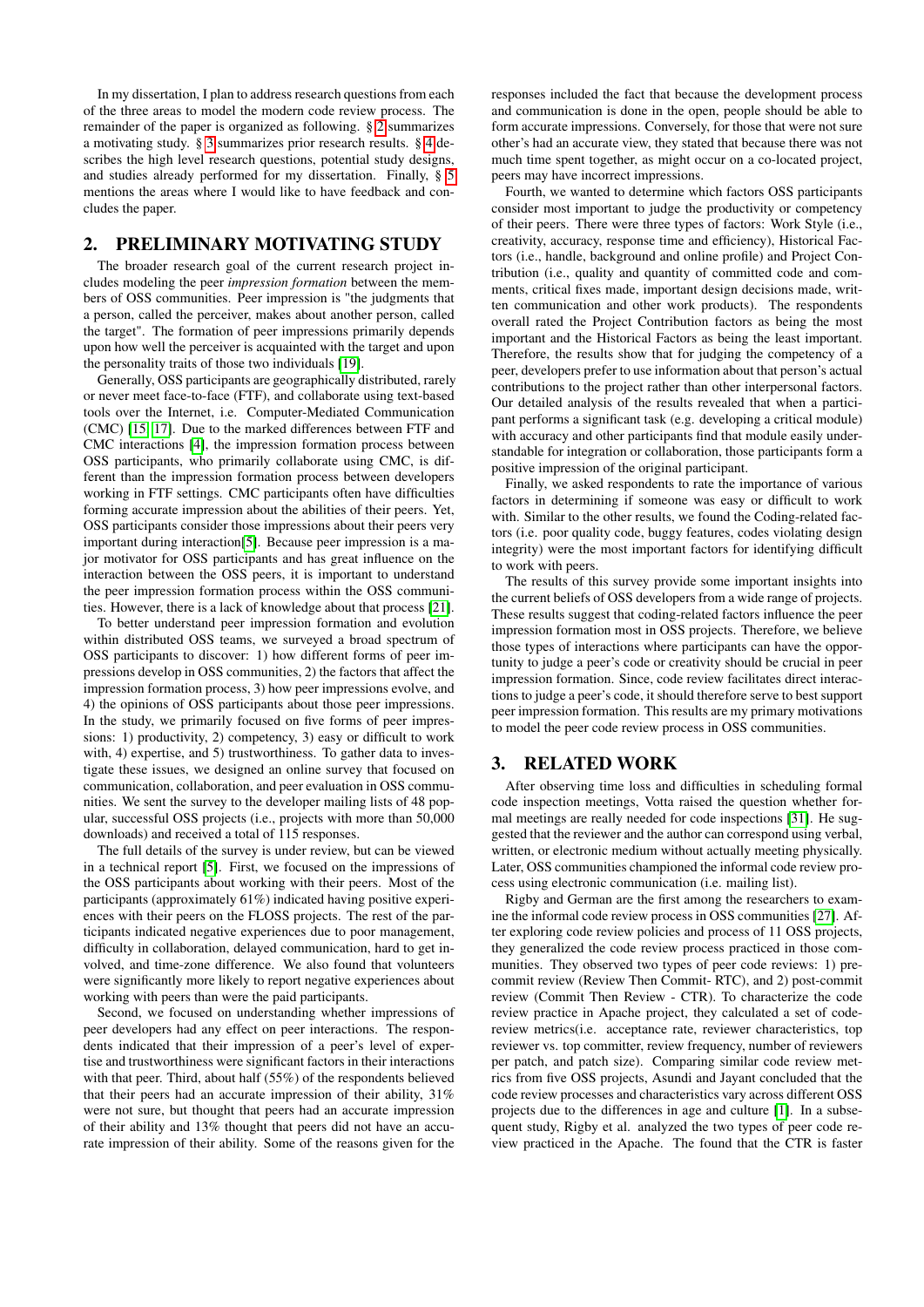In my dissertation, I plan to address research questions from each of the three areas to model the modern code review process. The remainder of the paper is organized as following. § 2 summarizes a motivating study. § 3 summarizes prior research results. § 4 describes the high level research questions, potential study designs, and studies already performed for my dissertation. Finally, § 5 mentions the areas where I would like to have feedback and concludes the paper.

## 2. PRELIMINARY MOTIVATING STUDY

The broader research goal of the current research project includes modeling the peer *impression formation* between the members of OSS communities. Peer impression is "the judgments that a person, called the perceiver, makes about another person, called the target". The formation of peer impressions primarily depends upon how well the perceiver is acquainted with the target and upon the personality traits of those two individuals [19].

Generally, OSS participants are geographically distributed, rarely or never meet face-to-face (FTF), and collaborate using text-based tools over the Internet, i.e. Computer-Mediated Communication (CMC) [15, 17]. Due to the marked differences between FTF and CMC interactions [4], the impression formation process between OSS participants, who primarily collaborate using CMC, is different than the impression formation process between developers working in FTF settings. CMC participants often have difficulties forming accurate impression about the abilities of their peers. Yet, OSS participants consider those impressions about their peers very important during interaction[5]. Because peer impression is a major motivator for OSS participants and has great influence on the interaction between the OSS peers, it is important to understand the peer impression formation process within the OSS communities. However, there is a lack of knowledge about that process [21].

To better understand peer impression formation and evolution within distributed OSS teams, we surveyed a broad spectrum of OSS participants to discover: 1) how different forms of peer impressions develop in OSS communities, 2) the factors that affect the impression formation process, 3) how peer impressions evolve, and 4) the opinions of OSS participants about those peer impressions. In the study, we primarily focused on five forms of peer impressions: 1) productivity, 2) competency, 3) easy or difficult to work with, 4) expertise, and 5) trustworthiness. To gather data to investigate these issues, we designed an online survey that focused on communication, collaboration, and peer evaluation in OSS communities. We sent the survey to the developer mailing lists of 48 popular, successful OSS projects (i.e., projects with more than 50,000 downloads) and received a total of 115 responses.

The full details of the survey is under review, but can be viewed in a technical report [5]. First, we focused on the impressions of the OSS participants about working with their peers. Most of the participants (approximately 61%) indicated having positive experiences with their peers on the FLOSS projects. The rest of the participants indicated negative experiences due to poor management, difficulty in collaboration, delayed communication, hard to get involved, and time-zone difference. We also found that volunteers were significantly more likely to report negative experiences about working with peers than were the paid participants.

Second, we focused on understanding whether impressions of peer developers had any effect on peer interactions. The respondents indicated that their impression of a peer's level of expertise and trustworthiness were significant factors in their interactions with that peer. Third, about half (55%) of the respondents believed that their peers had an accurate impression of their ability, 31% were not sure, but thought that peers had an accurate impression of their ability and 13% thought that peers did not have an accurate impression of their ability. Some of the reasons given for the responses included the fact that because the development process and communication is done in the open, people should be able to form accurate impressions. Conversely, for those that were not sure other's had an accurate view, they stated that because there was not much time spent together, as might occur on a co-located project, peers may have incorrect impressions.

Fourth, we wanted to determine which factors OSS participants consider most important to judge the productivity or competency of their peers. There were three types of factors: Work Style (i.e., creativity, accuracy, response time and efficiency), Historical Factors (i.e., handle, background and online profile) and Project Contribution (i.e., quality and quantity of committed code and comments, critical fixes made, important design decisions made, written communication and other work products). The respondents overall rated the Project Contribution factors as being the most important and the Historical Factors as being the least important. Therefore, the results show that for judging the competency of a peer, developers prefer to use information about that person's actual contributions to the project rather than other interpersonal factors. Our detailed analysis of the results revealed that when a participant performs a significant task (e.g. developing a critical module) with accuracy and other participants find that module easily understandable for integration or collaboration, those participants form a positive impression of the original participant.

Finally, we asked respondents to rate the importance of various factors in determining if someone was easy or difficult to work with. Similar to the other results, we found the Coding-related factors (i.e. poor quality code, buggy features, codes violating design integrity) were the most important factors for identifying difficult to work with peers.

The results of this survey provide some important insights into the current beliefs of OSS developers from a wide range of projects. These results suggest that coding-related factors influence the peer impression formation most in OSS projects. Therefore, we believe those types of interactions where participants can have the opportunity to judge a peer's code or creativity should be crucial in peer impression formation. Since, code review facilitates direct interactions to judge a peer's code, it should therefore serve to best support peer impression formation. This results are my primary motivations to model the peer code review process in OSS communities.

## 3. RELATED WORK

After observing time loss and difficulties in scheduling formal code inspection meetings, Votta raised the question whether formal meetings are really needed for code inspections [31]. He suggested that the reviewer and the author can correspond using verbal, written, or electronic medium without actually meeting physically. Later, OSS communities championed the informal code review process using electronic communication (i.e. mailing list).

Rigby and German are the first among the researchers to examine the informal code review process in OSS communities [27]. After exploring code review policies and process of 11 OSS projects, they generalized the code review process practiced in those communities. They observed two types of peer code reviews: 1) precommit review (Review Then Commit- RTC), and 2) post-commit review (Commit Then Review - CTR). To characterize the code review practice in Apache project, they calculated a set of code-review metrics(i.e. acceptance rate, reviewer characteristics, top reviewer vs. top committer, review frequency, number of reviewers per patch, and patch size). Comparing similar code review metrics from five OSS projects, Asundi and Jayant concluded that the code review processes and characteristics vary across different OSS projects due to the differences in age and culture [1]. In a subsequent study, Rigby et al. analyzed the two types of peer code review practiced in the Apache. The found that the CTR is faster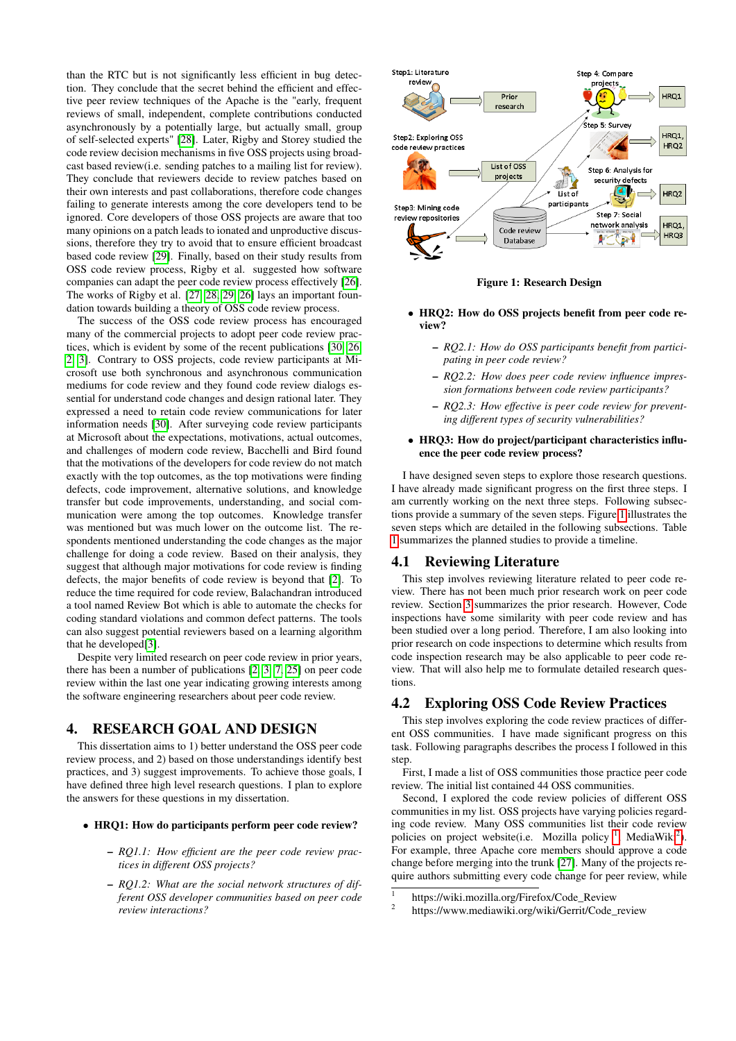than the RTC but is not significantly less efficient in bug detection. They conclude that the secret behind the efficient and effective peer review techniques of the Apache is the "early, frequent reviews of small, independent, complete contributions conducted asynchronously by a potentially large, but actually small, group of self-selected experts" [28]. Later, Rigby and Storey studied the code review decision mechanisms in five OSS projects using broadcast based review(i.e. sending patches to a mailing list for review). They conclude that reviewers decide to review patches based on their own interests and past collaborations, therefore code changes failing to generate interests among the core developers tend to be ignored. Core developers of those OSS projects are aware that too many opinions on a patch leads to ionated and unproductive discussions, therefore they try to avoid that to ensure efficient broadcast based code review [29]. Finally, based on their study results from OSS code review process, Rigby et al. suggested how software companies can adapt the peer code review process effectively [26]. The works of Rigby et al. [27, 28, 29, 26] lays an important foundation towards building a theory of OSS code review process.

The success of the OSS code review process has encouraged many of the commercial projects to adopt peer code review practices, which is evident by some of the recent publications [30, 26, 2, 3]. Contrary to OSS projects, code review participants at Microsoft use both synchronous and asynchronous communication mediums for code review and they found code review dialogs essential for understand code changes and design rational later. They expressed a need to retain code review communications for later information needs [30]. After surveying code review participants at Microsoft about the expectations, motivations, actual outcomes, and challenges of modern code review, Bacchelli and Bird found that the motivations of the developers for code review do not match exactly with the top outcomes, as the top motivations were finding defects, code improvement, alternative solutions, and knowledge transfer but code improvements, understanding, and social communication were among the top outcomes. Knowledge transfer was mentioned but was much lower on the outcome list. The respondents mentioned understanding the code changes as the major challenge for doing a code review. Based on their analysis, they suggest that although major motivations for code review is finding defects, the major benefits of code review is beyond that [2]. To reduce the time required for code review, Balachandran introduced a tool named Review Bot which is able to automate the checks for coding standard violations and common defect patterns. The tools can also suggest potential reviewers based on a learning algorithm that he developed[3].

Despite very limited research on peer code review in prior years, there has been a number of publications [2, 3, 7, 25] on peer code review within the last one year indicating growing interests among the software engineering researchers about peer code review.

## 4. RESEARCH GOAL AND DESIGN

This dissertation aims to 1) better understand the OSS peer code review process, and 2) based on those understandings identify best practices, and 3) suggest improvements. To achieve those goals, I have defined three high level research questions. I plan to explore the answers for these questions in my dissertation.

- **HRQ1: How do participants perform peer code review?**
  - *RQ1.1: How efficient are the peer code review practices in different OSS projects?*
  - *RQ1.2: What are the social network structures of different OSS developer communities based on peer code review interactions?*

Figure 1: Research Design

- **HRQ2: How do OSS projects benefit from peer code review?**
  - *RQ2.1: How do OSS participants benefit from participating in peer code review?*
  - *RQ2.2: How does peer code review influence impression formations between code review participants?*
  - *RQ2.3: How effective is peer code review for preventing different types of security vulnerabilities?*
- **HRQ3: How do project/participant characteristics influence the peer code review process?**

I have designed seven steps to explore those research questions. I have already made significant progress on the first three steps. I am currently working on the next three steps. Following subsections provide a summary of the seven steps. Figure 1 illustrates the seven steps which are detailed in the following subsections. Table 1 summarizes the planned studies to provide a timeline.

### 4.1 Reviewing Literature

This step involves reviewing literature related to peer code review. There has not been much prior research work on peer code review. Section 3 summarizes the prior research. However, Code inspections have some similarity with peer code review and has been studied over a long period. Therefore, I am also looking into prior research on code inspections to determine which results from code inspection research may be also applicable to peer code review. That will also help me to formulate detailed research questions.

### 4.2 Exploring OSS Code Review Practices

This step involves exploring the code review practices of different OSS communities. I have made significant progress on this task. Following paragraphs describes the process I followed in this step.

First, I made a list of OSS communities those practice peer code review. The initial list contained 44 OSS communities.

Second, I explored the code review policies of different OSS communities in my list. OSS projects have varying policies regarding code review. Many OSS communities list their code review policies on project website(i.e. Mozilla policy [1], MediaWiki[2]). For example, three Apache core members should approve a code change before merging into the trunk [27]. Many of the projects require authors submitting every code change for peer review, while

[1] https://wiki.mozilla.org/Firefox/Code_Review

[2] https://www.mediawiki.org/wiki/Gerrit/Code_review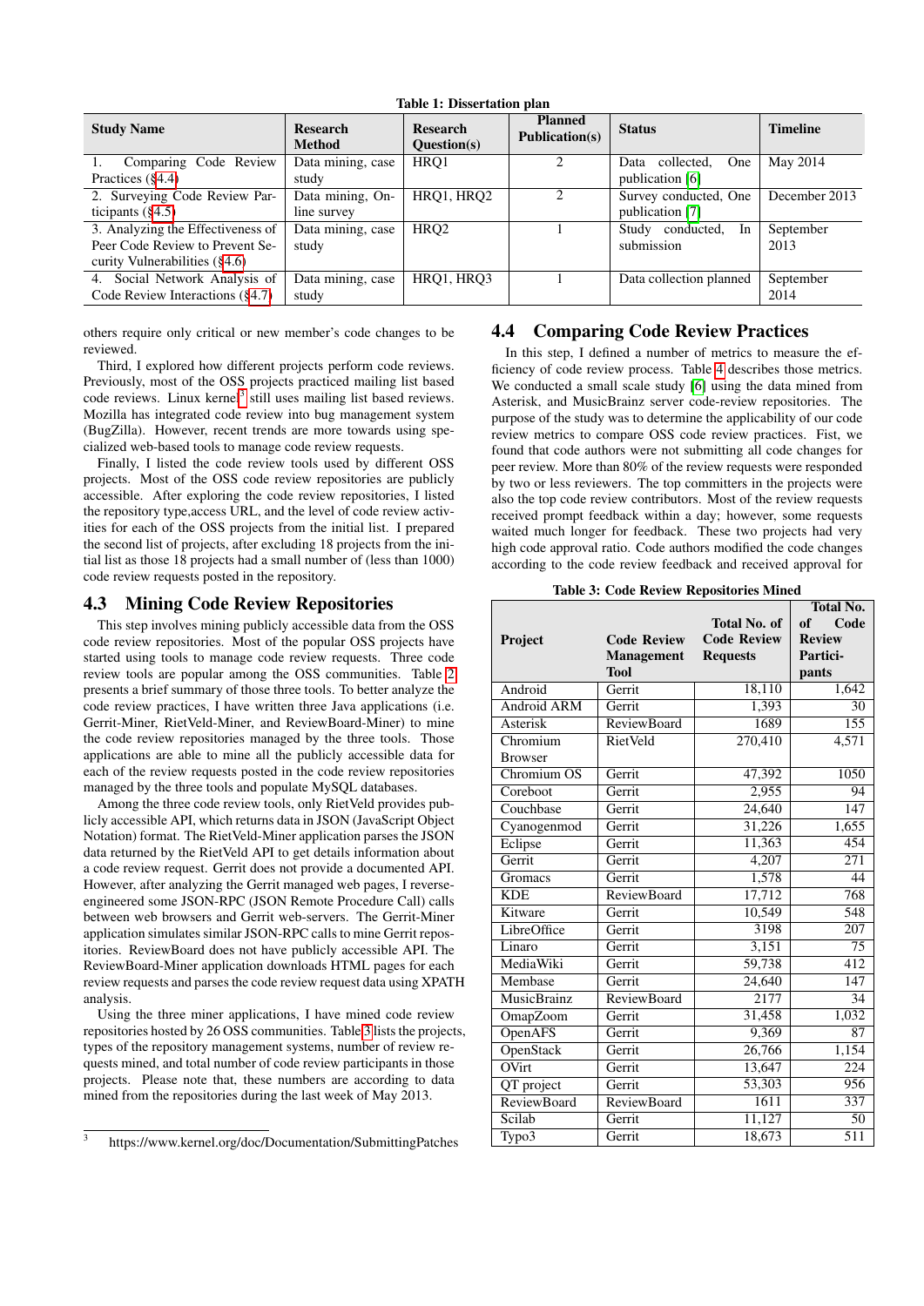**Table 1: Dissertation plan**

| Study Name | Research Method | Research Question(s) | Planned Publication(s) | Status | Timeline |
|---|---|---|---|---|---|
| 1. Comparing Code Review Practices (§4.4) | Data mining, case study | HRQ1 | 2 | Data collected, One publication [6] | May 2014 |
| 2. Surveying Code Review Participants (§4.5) | Data mining, Online survey | HRQ1, HRQ2 | 2 | Survey conducted, One publication [7] | December 2013 |
| 3. Analyzing the Effectiveness of Peer Code Review to Prevent Security Vulnerabilities (§4.6) | Data mining, case study | HRQ2 | 1 | Study conducted, In submission | September 2013 |
| 4. Social Network Analysis of Code Review Interactions (§4.7) | Data mining, case study | HRQ1, HRQ3 | 1 | Data collection planned | September 2014 |

others require only critical or new member's code changes to be reviewed.

Third, I explored how different projects perform code reviews. Previously, most of the OSS projects practiced mailing list based code reviews. Linux kernel[3] still uses mailing list based reviews. Mozilla has integrated code review into bug management system (BugZilla). However, recent trends are more towards using specialized web-based tools to manage code review requests.

Finally, I listed the code review tools used by different OSS projects. Most of the OSS code review repositories are publicly accessible. After exploring the code review repositories, I listed the repository type,access URL, and the level of code review activities for each of the OSS projects from the initial list. I prepared the second list of projects, after excluding 18 projects from the initial list as those 18 projects had a small number of (less than 1000) code review requests posted in the repository.

## 4.3 Mining Code Review Repositories

This step involves mining publicly accessible data from the OSS code review repositories. Most of the popular OSS projects have started using tools to manage code review requests. Three code review tools are popular among the OSS communities. Table 2 presents a brief summary of those three tools. To better analyze the code review practices, I have written three Java applications (i.e. Gerrit-Miner, RietVeld-Miner, and ReviewBoard-Miner) to mine the code review repositories managed by the three tools. Those applications are able to mine all the publicly accessible data for each of the review requests posted in the code review repositories managed by the three tools and populate MySQL databases.

Among the three code review tools, only RietVeld provides publicly accessible API, which returns data in JSON (JavaScript Object Notation) format. The RietVeld-Miner application parses the JSON data returned by the RietVeld API to get details information about a code review request. Gerrit does not provide a documented API. However, after analyzing the Gerrit managed web pages, I reverse-engineered some JSON-RPC (JSON Remote Procedure Call) calls between web browsers and Gerrit web-servers. The Gerrit-Miner application simulates similar JSON-RPC calls to mine Gerrit repositories. ReviewBoard does not have publicly accessible API. The ReviewBoard-Miner application downloads HTML pages for each review requests and parses the code review request data using XPATH analysis.

Using the three miner applications, I have mined code review repositories hosted by 26 OSS communities. Table 3 lists the projects, types of the repository management systems, number of review requests mined, and total number of code review participants in those projects. Please note that, these numbers are according to data mined from the repositories during the last week of May 2013.

[3] https://www.kernel.org/doc/Documentation/SubmittingPatches

## 4.4 Comparing Code Review Practices

In this step, I defined a number of metrics to measure the efficiency of code review process. Table 4 describes those metrics. We conducted a small scale study [6] using the data mined from Asterisk, and MusicBrainz server code-review repositories. The purpose of the study was to determine the applicability of our code review metrics to compare OSS code review practices. Fist, we found that code authors were not submitting all code changes for peer review. More than 80% of the review requests were responded by two or less reviewers. The top committers in the projects were also the top code review contributors. Most of the review requests received prompt feedback within a day; however, some requests waited much longer for feedback. These two projects had very high code approval ratio. Code authors modified the code changes according to the code review feedback and received approval for

**Table 3: Code Review Repositories Mined**

| Project | Code Review Management Tool | Total No. of Code Review Requests | Total No. of Code Review Participants |
|---|---|---|---|
| Android | Gerrit | 18,110 | 1,642 |
| Android ARM | Gerrit | 1,393 | 30 |
| Asterisk | ReviewBoard | 1689 | 155 |
| Chromium Browser | RietVeld | 270,410 | 4,571 |
| Chromium OS | Gerrit | 47,392 | 1050 |
| Coreboot | Gerrit | 2,955 | 94 |
| Couchbase | Gerrit | 24,640 | 147 |
| Cyanogenmod | Gerrit | 31,226 | 1,655 |
| Eclipse | Gerrit | 11,363 | 454 |
| Gerrit | Gerrit | 4,207 | 271 |
| Gromacs | Gerrit | 1,578 | 44 |
| KDE | ReviewBoard | 17,712 | 768 |
| Kitware | Gerrit | 10,549 | 548 |
| LibreOffice | Gerrit | 3198 | 207 |
| Linaro | Gerrit | 3,151 | 75 |
| MediaWiki | Gerrit | 59,738 | 412 |
| Membase | Gerrit | 24,640 | 147 |
| MusicBrainz | ReviewBoard | 2177 | 34 |
| OmapZoom | Gerrit | 31,458 | 1,032 |
| OpenAFS | Gerrit | 9,369 | 87 |
| OpenStack | Gerrit | 26,766 | 1,154 |
| OVirt | Gerrit | 13,647 | 224 |
| QT project | Gerrit | 53,303 | 956 |
| ReviewBoard | ReviewBoard | 1611 | 337 |
| Scilab | Gerrit | 11,127 | 50 |
| Typo3 | Gerrit | 18,673 | 511 |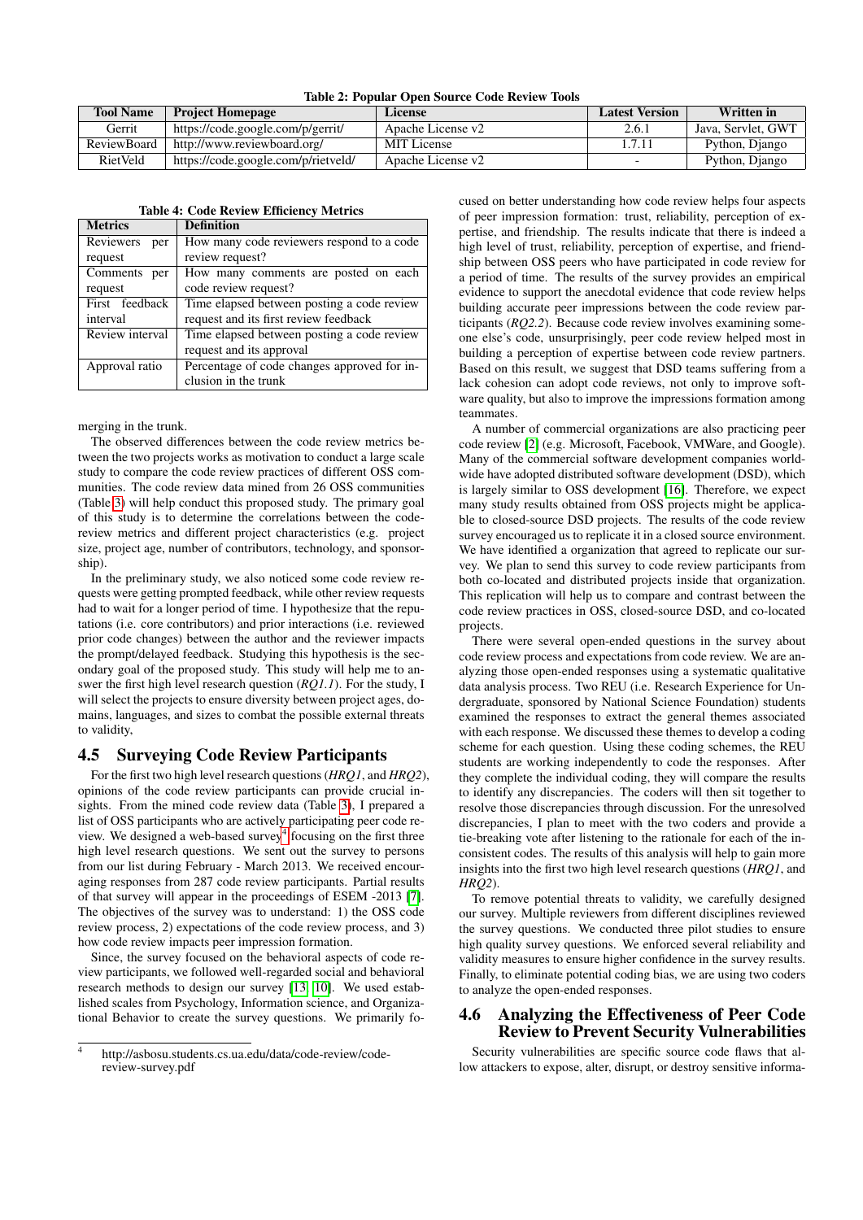**Table 2: Popular Open Source Code Review Tools**

| Tool Name | Project Homepage | License | Latest Version | Written in |
|---|---|---|---|---|
| Gerrit | https://code.google.com/p/gerrit/ | Apache License v2 | 2.6.1 | Java, Servlet, GWT |
| ReviewBoard | http://www.reviewboard.org/ | MIT License | 1.7.11 | Python, Django |
| RietVeld | https://code.google.com/p/rietveld/ | Apache License v2 | - | Python, Django |

**Table 4: Code Review Efficiency Metrics**

| Metrics | Definition |
|---|---|
| Reviewers per request | How many code reviewers respond to a code review request? |
| Comments per request | How many comments are posted on each code review request? |
| First feedback interval | Time elapsed between posting a code review request and its first review feedback |
| Review interval | Time elapsed between posting a code review request and its approval |
| Approval ratio | Percentage of code changes approved for inclusion in the trunk |

merging in the trunk.

The observed differences between the code review metrics between the two projects works as motivation to conduct a large scale study to compare the code review practices of different OSS communities. The code review data mined from 26 OSS communities (Table 3) will help conduct this proposed study. The primary goal of this study is to determine the correlations between the code-review metrics and different project characteristics (e.g. project size, project age, number of contributors, technology, and sponsorship).

In the preliminary study, we also noticed some code review requests were getting prompted feedback, while other review requests had to wait for a longer period of time. I hypothesize that the reputations (i.e. core contributors) and prior interactions (i.e. reviewed prior code changes) between the author and the reviewer impacts the prompt/delayed feedback. Studying this hypothesis is the secondary goal of the proposed study. This study will help me to answer the first high level research question (*RQ1.1*). For the study, I will select the projects to ensure diversity between project ages, domains, languages, and sizes to combat the possible external threats to validity,

## 4.5 Surveying Code Review Participants

For the first two high level research questions (*HRQ1*, and *HRQ2*), opinions of the code review participants can provide crucial insights. From the mined code review data (Table 3), I prepared a list of OSS participants who are actively participating peer code review. We designed a web-based survey[4] focusing on the first three high level research questions. We sent out the survey to persons from our list during February - March 2013. We received encouraging responses from 287 code review participants. Partial results of that survey will appear in the proceedings of ESEM -2013 [7]. The objectives of the survey was to understand: 1) the OSS code review process, 2) expectations of the code review process, and 3) how code review impacts peer impression formation.

Since, the survey focused on the behavioral aspects of code review participants, we followed well-regarded social and behavioral research methods to design our survey [13, 10]. We used established scales from Psychology, Information science, and Organizational Behavior to create the survey questions. We primarily focused on better understanding how code review helps four aspects of peer impression formation: trust, reliability, perception of expertise, and friendship. The results indicate that there is indeed a high level of trust, reliability, perception of expertise, and friendship between OSS peers who have participated in code review for a period of time. The results of the survey provides an empirical evidence to support the anecdotal evidence that code review helps building accurate peer impressions between the code review participants (*RQ2.2*). Because code review involves examining someone else's code, unsurprisingly, peer code review helped most in building a perception of expertise between code review partners. Based on this result, we suggest that DSD teams suffering from a lack cohesion can adopt code reviews, not only to improve software quality, but also to improve the impressions formation among teammates.

A number of commercial organizations are also practicing peer code review [2] (e.g. Microsoft, Facebook, VMWare, and Google). Many of the commercial software development companies worldwide have adopted distributed software development (DSD), which is largely similar to OSS development [16]. Therefore, we expect many study results obtained from OSS projects might be applicable to closed-source DSD projects. The results of the code review survey encouraged us to replicate it in a closed source environment. We have identified a organization that agreed to replicate our survey. We plan to send this survey to code review participants from both co-located and distributed projects inside that organization. This replication will help us to compare and contrast between the code review practices in OSS, closed-source DSD, and co-located projects.

There were several open-ended questions in the survey about code review process and expectations from code review. We are analyzing those open-ended responses using a systematic qualitative data analysis process. Two REU (i.e. Research Experience for Undergraduate, sponsored by National Science Foundation) students examined the responses to extract the general themes associated with each response. We discussed these themes to develop a coding scheme for each question. Using these coding schemes, the REU students are working independently to code the responses. After they complete the individual coding, they will compare the results to identify any discrepancies. The coders will then sit together to resolve those discrepancies through discussion. For the unresolved discrepancies, I plan to meet with the two coders and provide a tie-breaking vote after listening to the rationale for each of the inconsistent codes. The results of this analysis will help to gain more insights into the first two high level research questions (*HRQ1*, and *HRQ2*).

To remove potential threats to validity, we carefully designed our survey. Multiple reviewers from different disciplines reviewed the survey questions. We conducted three pilot studies to ensure high quality survey questions. We enforced several reliability and validity measures to ensure higher confidence in the survey results. Finally, to eliminate potential coding bias, we are using two coders to analyze the open-ended responses.

## 4.6 Analyzing the Effectiveness of Peer Code Review to Prevent Security Vulnerabilities

Security vulnerabilities are specific source code flaws that allow attackers to expose, alter, disrupt, or destroy sensitive informa-

[4] http://asbosu.students.cs.ua.edu/data/code-review/code-review-survey.pdf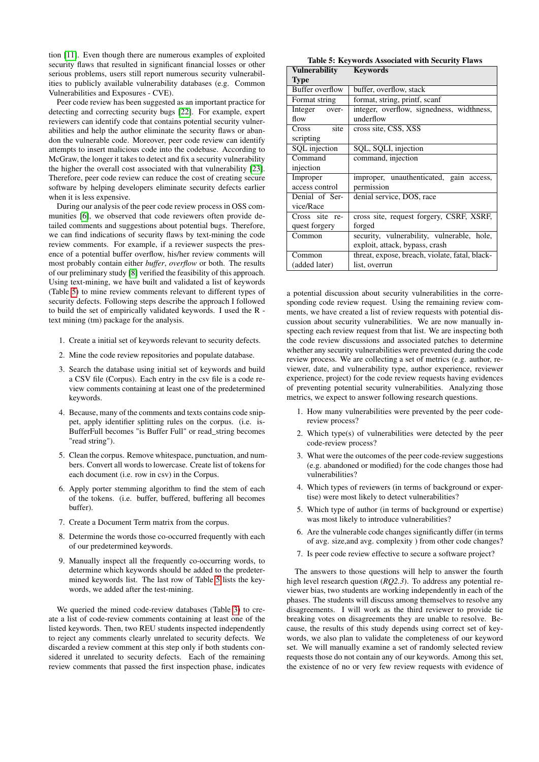tion [11]. Even though there are numerous examples of exploited security flaws that resulted in significant financial losses or other serious problems, users still report numerous security vulnerabilities to publicly available vulnerability databases (e.g. Common Vulnerabilities and Exposures - CVE).

Peer code review has been suggested as an important practice for detecting and correcting security bugs [22]. For example, expert reviewers can identify code that contains potential security vulnerabilities and help the author eliminate the security flaws or abandon the vulnerable code. Moreover, peer code review can identify attempts to insert malicious code into the codebase. According to McGraw, the longer it takes to detect and fix a security vulnerability the higher the overall cost associated with that vulnerability [23]. Therefore, peer code review can reduce the cost of creating secure software by helping developers eliminate security defects earlier when it is less expensive.

During our analysis of the peer code review process in OSS communities [6], we observed that code reviewers often provide detailed comments and suggestions about potential bugs. Therefore, we can find indications of security flaws by text-mining the code review comments. For example, if a reviewer suspects the presence of a potential buffer overflow, his/her review comments will most probably contain either *buffer*, *overflow* or both. The results of our preliminary study [8] verified the feasibility of this approach. Using text-mining, we have built and validated a list of keywords (Table 5) to mine review comments relevant to different types of security defects. Following steps describe the approach I followed to build the set of empirically validated keywords. I used the R - text mining (tm) package for the analysis.

1. Create a initial set of keywords relevant to security defects.
2. Mine the code review repositories and populate database.
3. Search the database using initial set of keywords and build a CSV file (Corpus). Each entry in the csv file is a code review comments containing at least one of the predetermined keywords.
4. Because, many of the comments and texts contains code snippet, apply identifier splitting rules on the corpus. (i.e. isBufferFull becomes "is Buffer Full" or read_string becomes "read string").
5. Clean the corpus. Remove whitespace, punctuation, and numbers. Convert all words to lowercase. Create list of tokens for each document (i.e. row in csv) in the Corpus.
6. Apply porter stemming algorithm to find the stem of each of the tokens. (i.e. buffer, buffered, buffering all becomes buffer).
7. Create a Document Term matrix from the corpus.
8. Determine the words those co-occurred frequently with each of our predetermined keywords.
9. Manually inspect all the frequently co-occurring words, to determine which keywords should be added to the predetermined keywords list. The last row of Table 5 lists the keywords, we added after the test-mining.

We queried the mined code-review databases (Table 3) to create a list of code-review comments containing at least one of the listed keywords. Then, two REU students inspected independently to reject any comments clearly unrelated to security defects. We discarded a review comment at this step only if both students considered it unrelated to security defects. Each of the remaining review comments that passed the first inspection phase, indicates

**Table 5: Keywords Associated with Security Flaws**

| Vulnerability Type | Keywords |
|---|---|
| Buffer overflow | buffer, overflow, stack |
| Format string | format, string, printf, scanf |
| Integer overflow | integer, overflow, signedness, widthness, underflow |
| Cross site scripting | cross site, CSS, XSS |
| SQL injection | SQL, SQLI, injection |
| Command injection | command, injection |
| Improper access control | improper, unauthenticated, gain access, permission |
| Denial of Service/Race | denial service, DOS, race |
| Cross site request forgery | cross site, request forgery, CSRF, XSRF, forged |
| Common | security, vulnerability, vulnerable, hole, exploit, attack, bypass, crash |
| Common (added later) | threat, expose, breach, violate, fatal, blacklist, overrun |

a potential discussion about security vulnerabilities in the corresponding code review request. Using the remaining review comments, we have created a list of review requests with potential discussion about security vulnerabilities. We are now manually inspecting each review request from that list. We are inspecting both the code review discussions and associated patches to determine whether any security vulnerabilities were prevented during the code review process. We are collecting a set of metrics (e.g. author, reviewer, date, and vulnerability type, author experience, reviewer experience, project) for the code review requests having evidences of preventing potential security vulnerabilities. Analyzing those metrics, we expect to answer following research questions.

1. How many vulnerabilities were prevented by the peer code-review process?
2. Which type(s) of vulnerabilities were detected by the peer code-review process?
3. What were the outcomes of the peer code-review suggestions (e.g. abandoned or modified) for the code changes those had vulnerabilities?
4. Which types of reviewers (in terms of background or expertise) were most likely to detect vulnerabilities?
5. Which type of author (in terms of background or expertise) was most likely to introduce vulnerabilities?
6. Are the vulnerable code changes significantly differ (in terms of avg. size,and avg. complexity ) from other code changes?
7. Is peer code review effective to secure a software project?

The answers to those questions will help to answer the fourth high level research question (*RQ2.3*). To address any potential reviewer bias, two students are working independently in each of the phases. The students will discuss among themselves to resolve any disagreements. I will work as the third reviewer to provide tie breaking votes on disagreements they are unable to resolve. Because, the results of this study depends using correct set of keywords, we also plan to validate the completeness of our keyword set. We will manually examine a set of randomly selected review requests those do not contain any of our keywords. Among this set, the existence of no or very few review requests with evidence of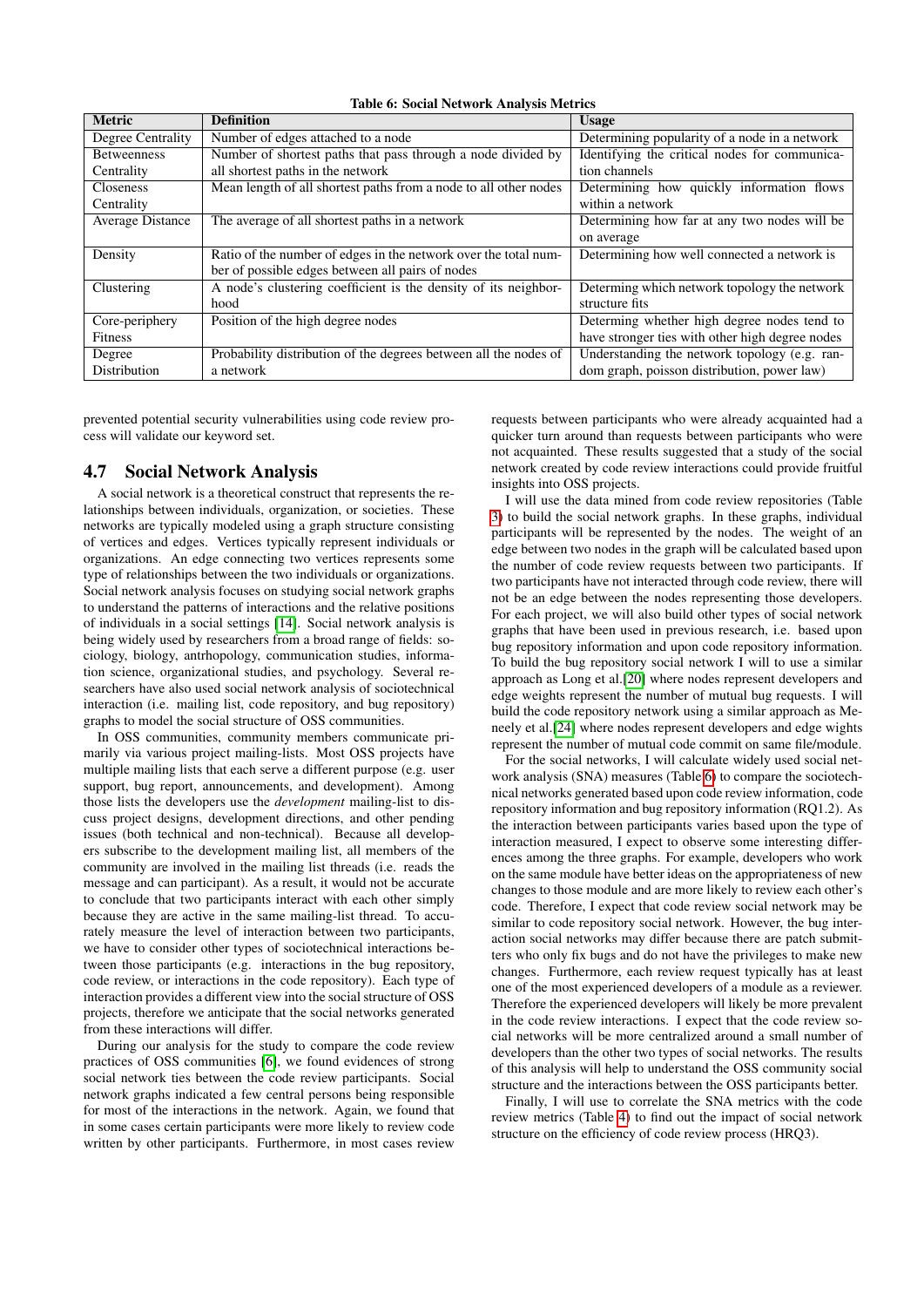**Table 6: Social Network Analysis Metrics**

| Metric | Definition | Usage |
|---|---|---|
| Degree Centrality | Number of edges attached to a node | Determining popularity of a node in a network |
| Betweenness Centrality | Number of shortest paths that pass through a node divided by all shortest paths in the network | Identifying the critical nodes for communication channels |
| Closeness Centrality | Mean length of all shortest paths from a node to all other nodes | Determining how quickly information flows within a network |
| Average Distance | The average of all shortest paths in a network | Determining how far at any two nodes will be on average |
| Density | Ratio of the number of edges in the network over the total number of possible edges between all pairs of nodes | Determining how well connected a network is |
| Clustering | A node's clustering coefficient is the density of its neighborhood | Determing which network topology the network structure fits |
| Core-periphery Fitness | Position of the high degree nodes | Determing whether high degree nodes tend to have stronger ties with other high degree nodes |
| Degree Distribution | Probability distribution of the degrees between all the nodes of a network | Understanding the network topology (e.g. random graph, poisson distribution, power law) |

prevented potential security vulnerabilities using code review process will validate our keyword set.

## 4.7 Social Network Analysis

A social network is a theoretical construct that represents the relationships between individuals, organization, or societies. These networks are typically modeled using a graph structure consisting of vertices and edges. Vertices typically represent individuals or organizations. An edge connecting two vertices represents some type of relationships between the two individuals or organizations. Social network analysis focuses on studying social network graphs to understand the patterns of interactions and the relative positions of individuals in a social settings [14]. Social network analysis is being widely used by researchers from a broad range of fields: sociology, biology, antrhopology, communication studies, information science, organizational studies, and psychology. Several researchers have also used social network analysis of sociotechnical interaction (i.e. mailing list, code repository, and bug repository) graphs to model the social structure of OSS communities.

In OSS communities, community members communicate primarily via various project mailing-lists. Most OSS projects have multiple mailing lists that each serve a different purpose (e.g. user support, bug report, announcements, and development). Among those lists the developers use the *development* mailing-list to discuss project designs, development directions, and other pending issues (both technical and non-technical). Because all developers subscribe to the development mailing list, all members of the community are involved in the mailing list threads (i.e. reads the message and can participant). As a result, it would not be accurate to conclude that two participants interact with each other simply because they are active in the same mailing-list thread. To accurately measure the level of interaction between two participants, we have to consider other types of sociotechnical interactions between those participants (e.g. interactions in the bug repository, code review, or interactions in the code repository). Each type of interaction provides a different view into the social structure of OSS projects, therefore we anticipate that the social networks generated from these interactions will differ.

During our analysis for the study to compare the code review practices of OSS communities [6], we found evidences of strong social network ties between the code review participants. Social network graphs indicated a few central persons being responsible for most of the interactions in the network. Again, we found that in some cases certain participants were more likely to review code written by other participants. Furthermore, in most cases review requests between participants who were already acquainted had a quicker turn around than requests between participants who were not acquainted. These results suggested that a study of the social network created by code review interactions could provide fruitful insights into OSS projects.

I will use the data mined from code review repositories (Table 3) to build the social network graphs. In these graphs, individual participants will be represented by the nodes. The weight of an edge between two nodes in the graph will be calculated based upon the number of code review requests between two participants. If two participants have not interacted through code review, there will not be an edge between the nodes representing those developers. For each project, we will also build other types of social network graphs that have been used in previous research, i.e. based upon bug repository information and upon code repository information. To build the bug repository social network I will to use a similar approach as Long et al.[20] where nodes represent developers and edge weights represent the number of mutual bug requests. I will build the code repository network using a similar approach as Meneely et al.[24] where nodes represent developers and edge wights represent the number of mutual code commit on same file/module.

For the social networks, I will calculate widely used social network analysis (SNA) measures (Table 6) to compare the sociotechnical networks generated based upon code review information, code repository information and bug repository information (RQ1.2). As the interaction between participants varies based upon the type of interaction measured, I expect to observe some interesting differences among the three graphs. For example, developers who work on the same module have better ideas on the appropriateness of new changes to those module and are more likely to review each other's code. Therefore, I expect that code review social network may be similar to code repository social network. However, the bug interaction social networks may differ because there are patch submitters who only fix bugs and do not have the privileges to make new changes. Furthermore, each review request typically has at least one of the most experienced developers of a module as a reviewer. Therefore the experienced developers will likely be more prevalent in the code review interactions. I expect that the code review social networks will be more centralized around a small number of developers than the other two types of social networks. The results of this analysis will help to understand the OSS community social structure and the interactions between the OSS participants better.

Finally, I will use to correlate the SNA metrics with the code review metrics (Table 4) to find out the impact of social network structure on the efficiency of code review process (HRQ3).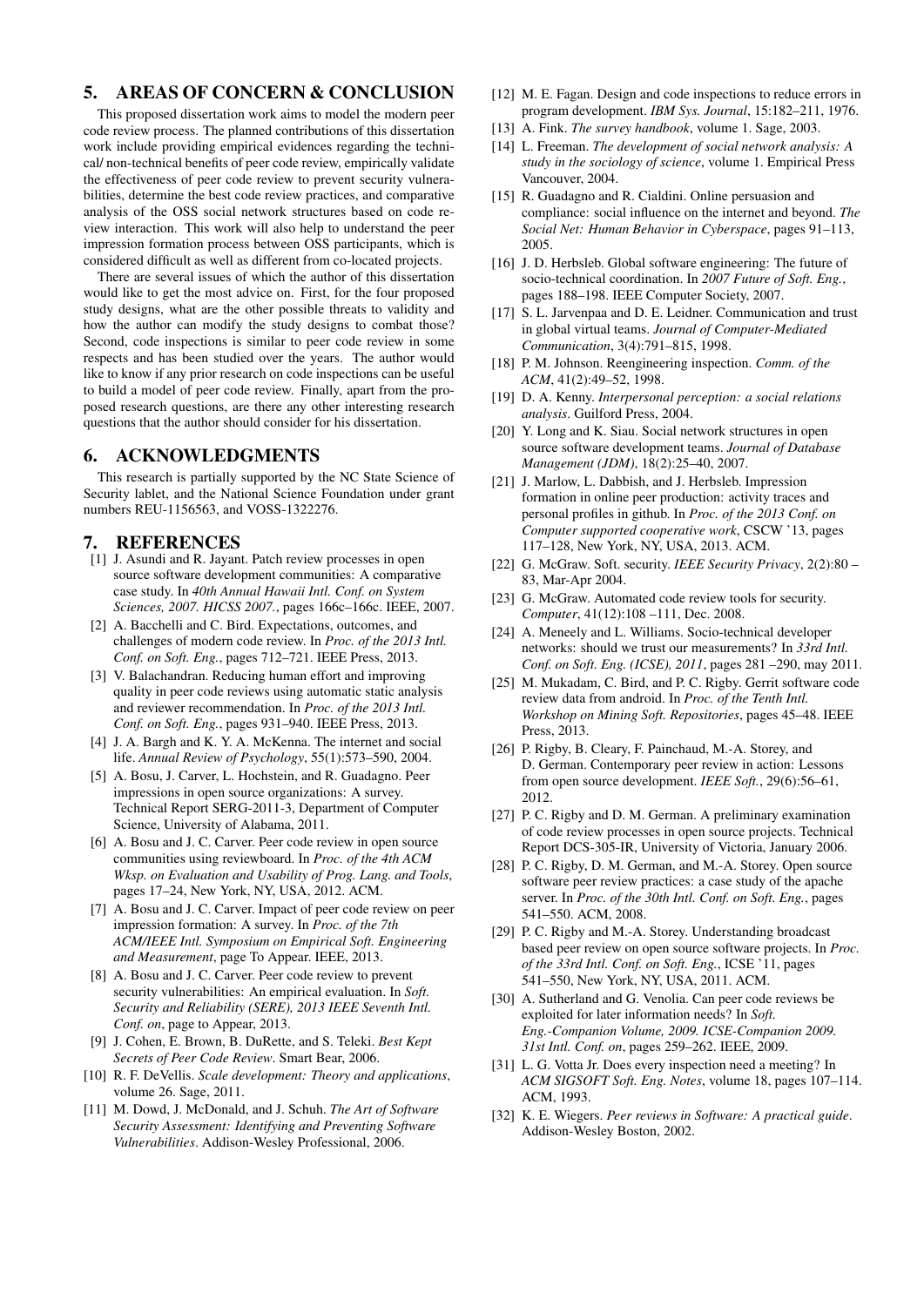## 5. AREAS OF CONCERN & CONCLUSION

This proposed dissertation work aims to model the modern peer code review process. The planned contributions of this dissertation work include providing empirical evidences regarding the technical/ non-technical benefits of peer code review, empirically validate the effectiveness of peer code review to prevent security vulnerabilities, determine the best code review practices, and comparative analysis of the OSS social network structures based on code review interaction. This work will also help to understand the peer impression formation process between OSS participants, which is considered difficult as well as different from co-located projects.

There are several issues of which the author of this dissertation would like to get the most advice on. First, for the four proposed study designs, what are the other possible threats to validity and how the author can modify the study designs to combat those? Second, code inspections is similar to peer code review in some respects and has been studied over the years. The author would like to know if any prior research on code inspections can be useful to build a model of peer code review. Finally, apart from the proposed research questions, are there any other interesting research questions that the author should consider for his dissertation.

## 6. ACKNOWLEDGMENTS

This research is partially supported by the NC State Science of Security lablet, and the National Science Foundation under grant numbers REU-1156563, and VOSS-1322276.

## 7. REFERENCES

[1] J. Asundi and R. Jayant. Patch review processes in open source software development communities: A comparative case study. In *40th Annual Hawaii Intl. Conf. on System Sciences, 2007. HICSS 2007.*, pages 166c–166c. IEEE, 2007.

[2] A. Bacchelli and C. Bird. Expectations, outcomes, and challenges of modern code review. In *Proc. of the 2013 Intl. Conf. on Soft. Eng.*, pages 712–721. IEEE Press, 2013.

[3] V. Balachandran. Reducing human effort and improving quality in peer code reviews using automatic static analysis and reviewer recommendation. In *Proc. of the 2013 Intl. Conf. on Soft. Eng.*, pages 931–940. IEEE Press, 2013.

[4] J. A. Bargh and K. Y. A. McKenna. The internet and social life. *Annual Review of Psychology*, 55(1):573–590, 2004.

[5] A. Bosu, J. Carver, L. Hochstein, and R. Guadagno. Peer impressions in open source organizations: A survey. Technical Report SERG-2011-3, Department of Computer Science, University of Alabama, 2011.

[6] A. Bosu and J. C. Carver. Peer code review in open source communities using reviewboard. In *Proc. of the 4th ACM Wksp. on Evaluation and Usability of Prog. Lang. and Tools*, pages 17–24, New York, NY, USA, 2012. ACM.

[7] A. Bosu and J. C. Carver. Impact of peer code review on peer impression formation: A survey. In *Proc. of the 7th ACM/IEEE Intl. Symposium on Empirical Soft. Engineering and Measurement*, page To Appear. IEEE, 2013.

[8] A. Bosu and J. C. Carver. Peer code review to prevent security vulnerabilities: An empirical evaluation. In *Soft. Security and Reliability (SERE), 2013 IEEE Seventh Intl. Conf. on*, page to Appear, 2013.

[9] J. Cohen, E. Brown, B. DuRette, and S. Teleki. *Best Kept Secrets of Peer Code Review*. Smart Bear, 2006.

[10] R. F. DeVellis. *Scale development: Theory and applications*, volume 26. Sage, 2011.

[11] M. Dowd, J. McDonald, and J. Schuh. *The Art of Software Security Assessment: Identifying and Preventing Software Vulnerabilities*. Addison-Wesley Professional, 2006.

[12] M. E. Fagan. Design and code inspections to reduce errors in program development. *IBM Sys. Journal*, 15:182–211, 1976.

[13] A. Fink. *The survey handbook*, volume 1. Sage, 2003.

[14] L. Freeman. *The development of social network analysis: A study in the sociology of science*, volume 1. Empirical Press Vancouver, 2004.

[15] R. Guadagno and R. Cialdini. Online persuasion and compliance: social influence on the internet and beyond. *The Social Net: Human Behavior in Cyberspace*, pages 91–113, 2005.

[16] J. D. Herbsleb. Global software engineering: The future of socio-technical coordination. In *2007 Future of Soft. Eng.*, pages 188–198. IEEE Computer Society, 2007.

[17] S. L. Jarvenpaa and D. E. Leidner. Communication and trust in global virtual teams. *Journal of Computer-Mediated Communication*, 3(4):791–815, 1998.

[18] P. M. Johnson. Reengineering inspection. *Comm. of the ACM*, 41(2):49–52, 1998.

[19] D. A. Kenny. *Interpersonal perception: a social relations analysis*. Guilford Press, 2004.

[20] Y. Long and K. Siau. Social network structures in open source software development teams. *Journal of Database Management (JDM)*, 18(2):25–40, 2007.

[21] J. Marlow, L. Dabbish, and J. Herbsleb. Impression formation in online peer production: activity traces and personal profiles in github. In *Proc. of the 2013 Conf. on Computer supported cooperative work*, CSCW '13, pages 117–128, New York, NY, USA, 2013. ACM.

[22] G. McGraw. Soft. security. *IEEE Security Privacy*, 2(2):80 – 83, Mar-Apr 2004.

[23] G. McGraw. Automated code review tools for security. *Computer*, 41(12):108 –111, Dec. 2008.

[24] A. Meneely and L. Williams. Socio-technical developer networks: should we trust our measurements? In *33rd Intl. Conf. on Soft. Eng. (ICSE), 2011*, pages 281 –290, may 2011.

[25] M. Mukadam, C. Bird, and P. C. Rigby. Gerrit software code review data from android. In *Proc. of the Tenth Intl. Workshop on Mining Soft. Repositories*, pages 45–48. IEEE Press, 2013.

[26] P. Rigby, B. Cleary, F. Painchaud, M.-A. Storey, and D. German. Contemporary peer review in action: Lessons from open source development. *IEEE Soft.*, 29(6):56–61, 2012.

[27] P. C. Rigby and D. M. German. A preliminary examination of code review processes in open source projects. Technical Report DCS-305-IR, University of Victoria, January 2006.

[28] P. C. Rigby, D. M. German, and M.-A. Storey. Open source software peer review practices: a case study of the apache server. In *Proc. of the 30th Intl. Conf. on Soft. Eng.*, pages 541–550. ACM, 2008.

[29] P. C. Rigby and M.-A. Storey. Understanding broadcast based peer review on open source software projects. In *Proc. of the 33rd Intl. Conf. on Soft. Eng.*, ICSE '11, pages 541–550, New York, NY, USA, 2011. ACM.

[30] A. Sutherland and G. Venolia. Can peer code reviews be exploited for later information needs? In *Soft. Eng.-Companion Volume, 2009. ICSE-Companion 2009. 31st Intl. Conf. on*, pages 259–262. IEEE, 2009.

[31] L. G. Votta Jr. Does every inspection need a meeting? In *ACM SIGSOFT Soft. Eng. Notes*, volume 18, pages 107–114. ACM, 1993.

[32] K. E. Wiegers. *Peer reviews in Software: A practical guide*. Addison-Wesley Boston, 2002.